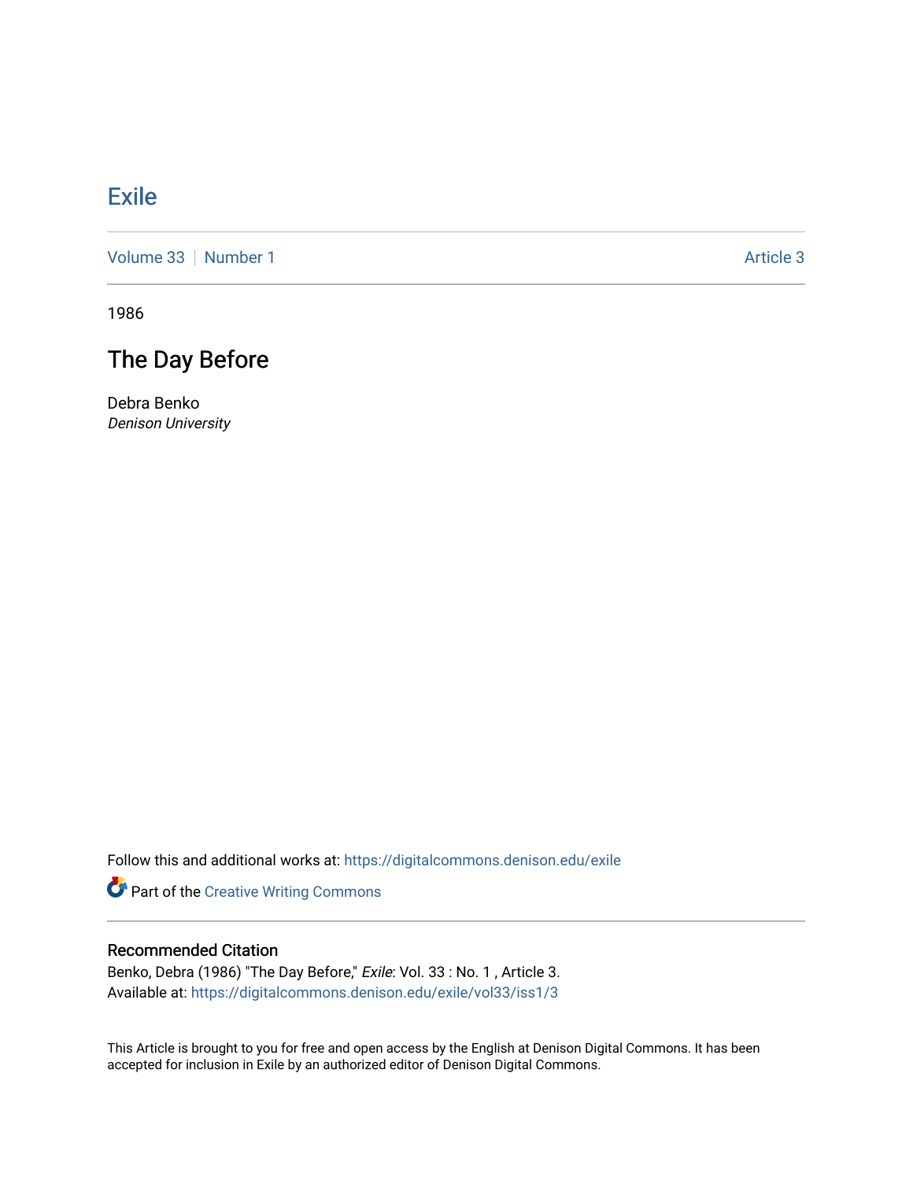# Exile

Volume 33 | Number 1 — Article 3

1986

## The Day Before

Debra Benko
*Denison University*

Follow this and additional works at: https://digitalcommons.denison.edu/exile

Part of the Creative Writing Commons

### Recommended Citation

Benko, Debra (1986) "The Day Before," *Exile*: Vol. 33 : No. 1 , Article 3.
Available at: https://digitalcommons.denison.edu/exile/vol33/iss1/3

This Article is brought to you for free and open access by the English at Denison Digital Commons. It has been accepted for inclusion in Exile by an authorized editor of Denison Digital Commons.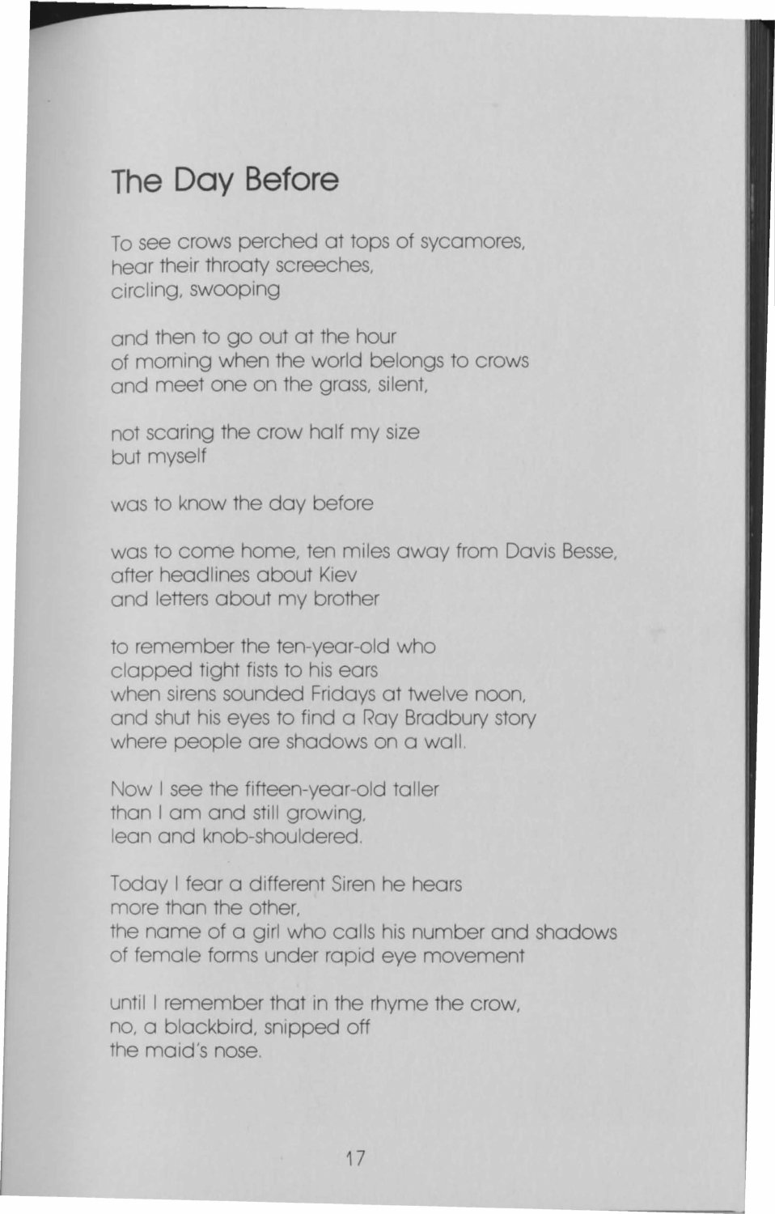# The Day Before

To see crows perched at tops of sycamores,
hear their throaty screeches,
circling, swooping

and then to go out at the hour
of morning when the world belongs to crows
and meet one on the grass, silent,

not scaring the crow half my size
but myself

was to know the day before

was to come home, ten miles away from Davis Besse,
after headlines about Kiev
and letters about my brother

to remember the ten-year-old who
clapped tight fists to his ears
when sirens sounded Fridays at twelve noon,
and shut his eyes to find a Ray Bradbury story
where people are shadows on a wall.

Now I see the fifteen-year-old taller
than I am and still growing,
lean and knob-shouldered.

Today I fear a different Siren he hears
more than the other,
the name of a girl who calls his number and shadows
of female forms under rapid eye movement

until I remember that in the rhyme the crow,
no, a blackbird, snipped off
the maid's nose.